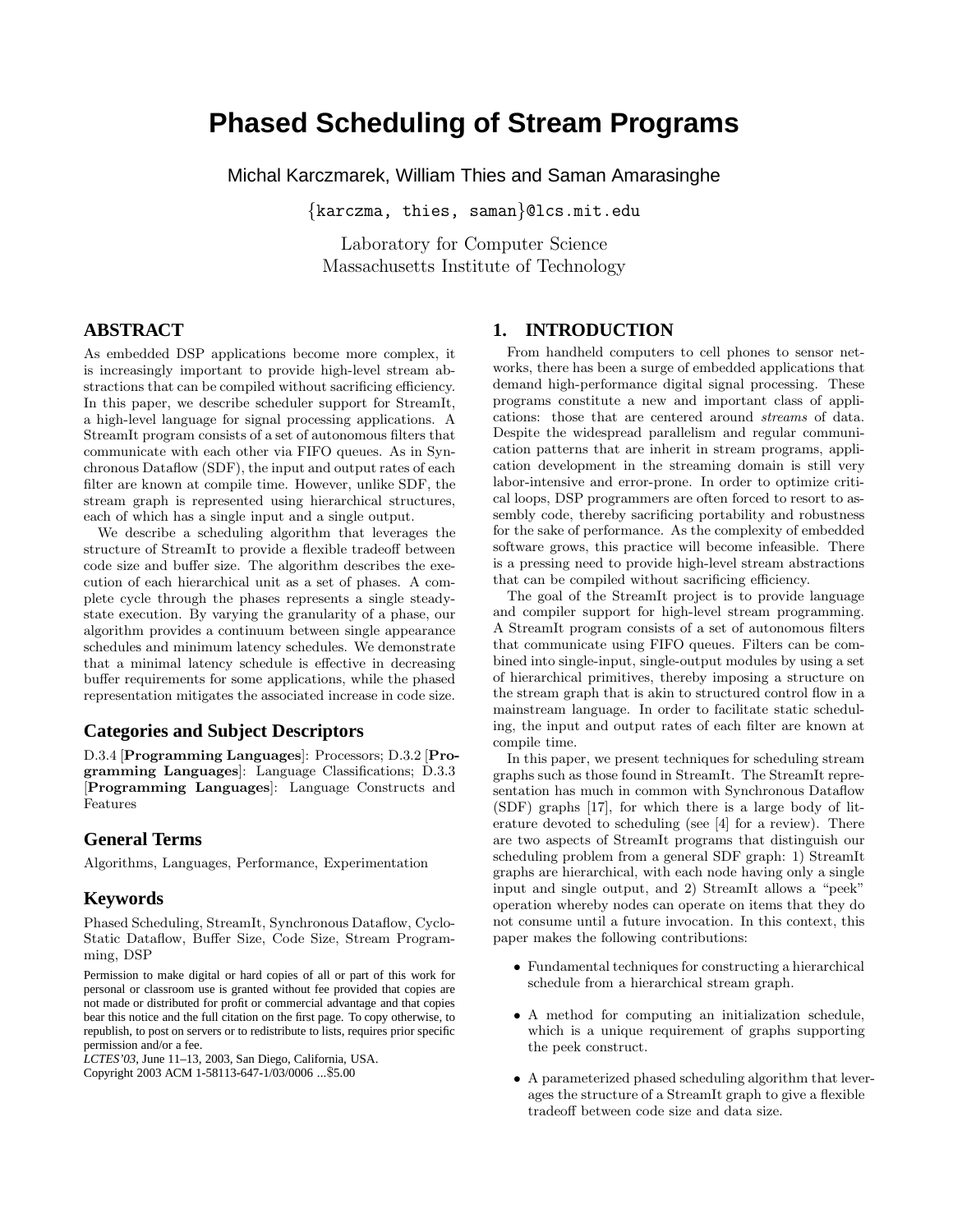# Phased Scheduling of Stream Programs

Michal Karczmarek, William Thies and Saman Amarasinghe

{karczma, thies, saman}@lcs.mit.edu

Laboratory for Computer Science
Massachusetts Institute of Technology

## ABSTRACT

As embedded DSP applications become more complex, it is increasingly important to provide high-level stream abstractions that can be compiled without sacrificing efficiency. In this paper, we describe scheduler support for StreamIt, a high-level language for signal processing applications. A StreamIt program consists of a set of autonomous filters that communicate with each other via FIFO queues. As in Synchronous Dataflow (SDF), the input and output rates of each filter are known at compile time. However, unlike SDF, the stream graph is represented using hierarchical structures, each of which has a single input and a single output.

We describe a scheduling algorithm that leverages the structure of StreamIt to provide a flexible tradeoff between code size and buffer size. The algorithm describes the execution of each hierarchical unit as a set of phases. A complete cycle through the phases represents a single steady-state execution. By varying the granularity of a phase, our algorithm provides a continuum between single appearance schedules and minimum latency schedules. We demonstrate that a minimal latency schedule is effective in decreasing buffer requirements for some applications, while the phased representation mitigates the associated increase in code size.

### Categories and Subject Descriptors

D.3.4 [**Programming Languages**]: Processors; D.3.2 [**Programming Languages**]: Language Classifications; D.3.3 [**Programming Languages**]: Language Constructs and Features

### General Terms

Algorithms, Languages, Performance, Experimentation

### Keywords

Phased Scheduling, StreamIt, Synchronous Dataflow, Cyclo-Static Dataflow, Buffer Size, Code Size, Stream Programming, DSP

Permission to make digital or hard copies of all or part of this work for personal or classroom use is granted without fee provided that copies are not made or distributed for profit or commercial advantage and that copies bear this notice and the full citation on the first page. To copy otherwise, to republish, to post on servers or to redistribute to lists, requires prior specific permission and/or a fee.
*LCTES'03*, June 11–13, 2003, San Diego, California, USA.
Copyright 2003 ACM 1-58113-647-1/03/0006 ...$5.00

## 1. INTRODUCTION

From handheld computers to cell phones to sensor networks, there has been a surge of embedded applications that demand high-performance digital signal processing. These programs constitute a new and important class of applications: those that are centered around *streams* of data. Despite the widespread parallelism and regular communication patterns that are inherit in stream programs, application development in the streaming domain is still very labor-intensive and error-prone. In order to optimize critical loops, DSP programmers are often forced to resort to assembly code, thereby sacrificing portability and robustness for the sake of performance. As the complexity of embedded software grows, this practice will become infeasible. There is a pressing need to provide high-level stream abstractions that can be compiled without sacrificing efficiency.

The goal of the StreamIt project is to provide language and compiler support for high-level stream programming. A StreamIt program consists of a set of autonomous filters that communicate using FIFO queues. Filters can be combined into single-input, single-output modules by using a set of hierarchical primitives, thereby imposing a structure on the stream graph that is akin to structured control flow in a mainstream language. In order to facilitate static scheduling, the input and output rates of each filter are known at compile time.

In this paper, we present techniques for scheduling stream graphs such as those found in StreamIt. The StreamIt representation has much in common with Synchronous Dataflow (SDF) graphs [17], for which there is a large body of literature devoted to scheduling (see [4] for a review). There are two aspects of StreamIt programs that distinguish our scheduling problem from a general SDF graph: 1) StreamIt graphs are hierarchical, with each node having only a single input and single output, and 2) StreamIt allows a "peek" operation whereby nodes can operate on items that they do not consume until a future invocation. In this context, this paper makes the following contributions:

- Fundamental techniques for constructing a hierarchical schedule from a hierarchical stream graph.
- A method for computing an initialization schedule, which is a unique requirement of graphs supporting the peek construct.
- A parameterized phased scheduling algorithm that leverages the structure of a StreamIt graph to give a flexible tradeoff between code size and data size.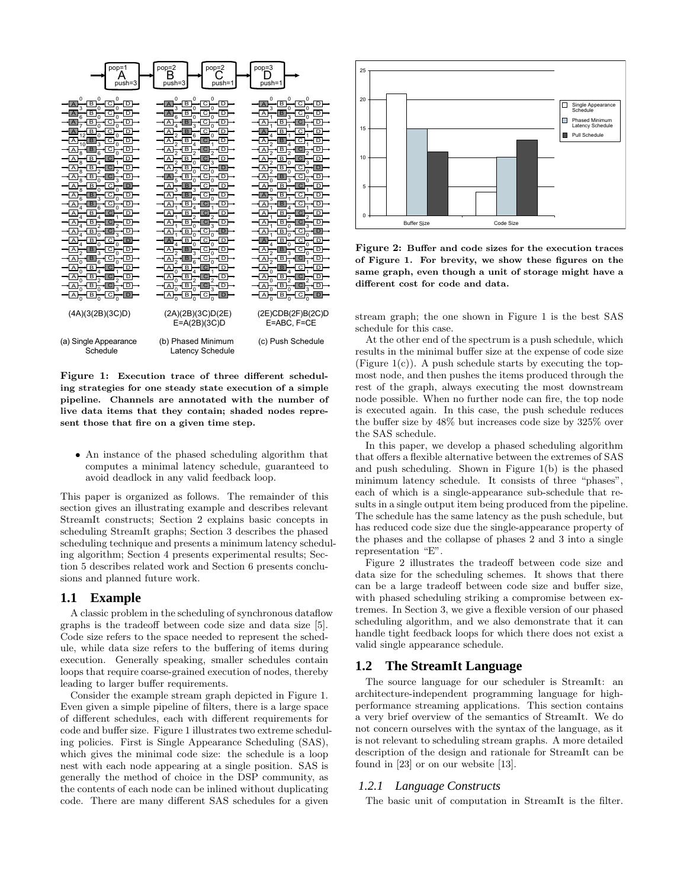(4A)(3(2B)(3C)D)

(2A)(2B)(3C)D(2E)
E=A(2B)(3C)D

(2E)CDB(2F)B(2C)D
E=ABC, F=CE

(a) Single Appearance Schedule

(b) Phased Minimum Latency Schedule

(c) Push Schedule

**Figure 1: Execution trace of three different scheduling strategies for one steady state execution of a simple pipeline. Channels are annotated with the number of live data items that they contain; shaded nodes represent those that fire on a given time step.**

- An instance of the phased scheduling algorithm that computes a minimal latency schedule, guaranteed to avoid deadlock in any valid feedback loop.

This paper is organized as follows. The remainder of this section gives an illustrating example and describes relevant StreamIt constructs; Section 2 explains basic concepts in scheduling StreamIt graphs; Section 3 describes the phased scheduling technique and presents a minimum latency scheduling algorithm; Section 4 presents experimental results; Section 5 describes related work and Section 6 presents conclusions and planned future work.

## 1.1 Example

A classic problem in the scheduling of synchronous dataflow graphs is the tradeoff between code size and data size [5]. Code size refers to the space needed to represent the schedule, while data size refers to the buffering of items during execution. Generally speaking, smaller schedules contain loops that require coarse-grained execution of nodes, thereby leading to larger buffer requirements.

Consider the example stream graph depicted in Figure 1. Even given a simple pipeline of filters, there is a large space of different schedules, each with different requirements for code and buffer size. Figure 1 illustrates two extreme scheduling policies. First is Single Appearance Scheduling (SAS), which gives the minimal code size: the schedule is a loop nest with each node appearing at a single position. SAS is generally the method of choice in the DSP community, as the contents of each node can be inlined without duplicating code. There are many different SAS schedules for a given stream graph; the one shown in Figure 1 is the best SAS schedule for this case.

**Figure 2: Buffer and code sizes for the execution traces of Figure 1. For brevity, we show these figures on the same graph, even though a unit of storage might have a different cost for code and data.**

At the other end of the spectrum is a push schedule, which results in the minimal buffer size at the expense of code size (Figure 1(c)). A push schedule starts by executing the topmost node, and then pushes the items produced through the rest of the graph, always executing the most downstream node possible. When no further node can fire, the top node is executed again. In this case, the push schedule reduces the buffer size by 48% but increases code size by 325% over the SAS schedule.

In this paper, we develop a phased scheduling algorithm that offers a flexible alternative between the extremes of SAS and push scheduling. Shown in Figure 1(b) is the phased minimum latency schedule. It consists of three "phases", each of which is a single-appearance sub-schedule that results in a single output item being produced from the pipeline. The schedule has the same latency as the push schedule, but has reduced code size due the single-appearance property of the phases and the collapse of phases 2 and 3 into a single representation "E".

Figure 2 illustrates the tradeoff between code size and data size for the scheduling schemes. It shows that there can be a large tradeoff between code size and buffer size, with phased scheduling striking a compromise between extremes. In Section 3, we give a flexible version of our phased scheduling algorithm, and we also demonstrate that it can handle tight feedback loops for which there does not exist a valid single appearance schedule.

## 1.2 The StreamIt Language

The source language for our scheduler is StreamIt: an architecture-independent programming language for high-performance streaming applications. This section contains a very brief overview of the semantics of StreamIt. We do not concern ourselves with the syntax of the language, as it is not relevant to scheduling stream graphs. A more detailed description of the design and rationale for StreamIt can be found in [23] or on our website [13].

### *1.2.1 Language Constructs*

The basic unit of computation in StreamIt is the filter.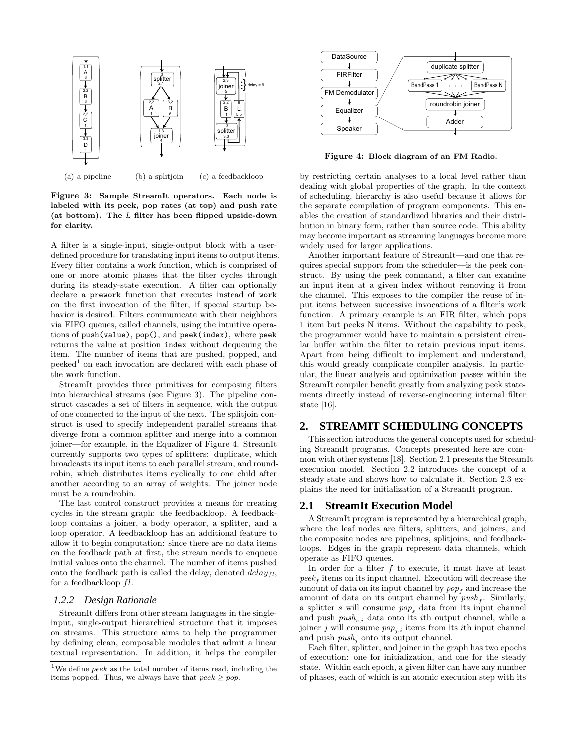(a) a pipeline (b) a splitjoin (c) a feedbackloop

**Figure 3: Sample StreamIt operators. Each node is labeled with its peek, pop rates (at top) and push rate (at bottom). The *L* filter has been flipped upside-down for clarity.**

A filter is a single-input, single-output block with a user-defined procedure for translating input items to output items. Every filter contains a work function, which is comprised of one or more atomic phases that the filter cycles through during its steady-state execution. A filter can optionally declare a `prework` function that executes instead of `work` on the first invocation of the filter, if special startup behavior is desired. Filters communicate with their neighbors via FIFO queues, called channels, using the intuitive operations of `push(value)`, `pop()`, and `peek(index)`, where `peek` returns the value at position `index` without dequeuing the item. The number of items that are pushed, popped, and peeked[1] on each invocation are declared with each phase of the work function.

StreamIt provides three primitives for composing filters into hierarchical streams (see Figure 3). The pipeline construct cascades a set of filters in sequence, with the output of one connected to the input of the next. The splitjoin construct is used to specify independent parallel streams that diverge from a common splitter and merge into a common joiner—for example, in the Equalizer of Figure 4. StreamIt currently supports two types of splitters: duplicate, which broadcasts its input items to each parallel stream, and round-robin, which distributes items cyclically to one child after another according to an array of weights. The joiner node must be a roundrobin.

The last control construct provides a means for creating cycles in the stream graph: the feedbackloop. A feedbackloop contains a joiner, a body operator, a splitter, and a loop operator. A feedbackloop has an additional feature to allow it to begin computation: since there are no data items on the feedback path at first, the stream needs to enqueue initial values onto the channel. The number of items pushed onto the feedback path is called the delay, denoted $delay_{fl}$, for a feedbackloop $fl$.

### *1.2.2 Design Rationale*

StreamIt differs from other stream languages in the single-input, single-output hierarchical structure that it imposes on streams. This structure aims to help the programmer by defining clean, composable modules that admit a linear textual representation. In addition, it helps the compiler by restricting certain analyses to a local level rather than dealing with global properties of the graph. In the context of scheduling, hierarchy is also useful because it allows for the separate compilation of program components. This enables the creation of standardized libraries and their distribution in binary form, rather than source code. This ability may become important as streaming languages become more widely used for larger applications.

Another important feature of StreamIt—and one that requires special support from the scheduler—is the peek construct. By using the peek command, a filter can examine an input item at a given index without removing it from the channel. This exposes to the compiler the reuse of input items between successive invocations of a filter's work function. A primary example is an FIR filter, which pops 1 item but peeks N items. Without the capability to peek, the programmer would have to maintain a persistent circular buffer within the filter to retain previous input items. Apart from being difficult to implement and understand, this would greatly complicate compiler analysis. In particular, the linear analysis and optimization passes within the StreamIt compiler benefit greatly from analyzing peek statements directly instead of reverse-engineering internal filter state [16].

[1] We define *peek* as the total number of items read, including the items popped. Thus, we always have that $peek \geq pop$.

**Figure 4: Block diagram of an FM Radio.**

## 2. STREAMIT SCHEDULING CONCEPTS

This section introduces the general concepts used for scheduling StreamIt programs. Concepts presented here are common with other systems [18]. Section 2.1 presents the StreamIt execution model. Section 2.2 introduces the concept of a steady state and shows how to calculate it. Section 2.3 explains the need for initialization of a StreamIt program.

### 2.1 StreamIt Execution Model

A StreamIt program is represented by a hierarchical graph, where the leaf nodes are filters, splitters, and joiners, and the composite nodes are pipelines, splitjoins, and feedbackloops. Edges in the graph represent data channels, which operate as FIFO queues.

In order for a filter $f$ to execute, it must have at least $peek_f$ items on its input channel. Execution will decrease the amount of data on its input channel by $pop_f$ and increase the amount of data on its output channel by $push_f$. Similarly, a splitter $s$ will consume $pop_s$ data from its input channel and push $push_{s,i}$ data onto its $i$th output channel, while a joiner $j$ will consume $pop_{j,i}$ items from its $i$th input channel and push $push_j$ onto its output channel.

Each filter, splitter, and joiner in the graph has two epochs of execution: one for initialization, and one for the steady state. Within each epoch, a given filter can have any number of phases, each of which is an atomic execution step with its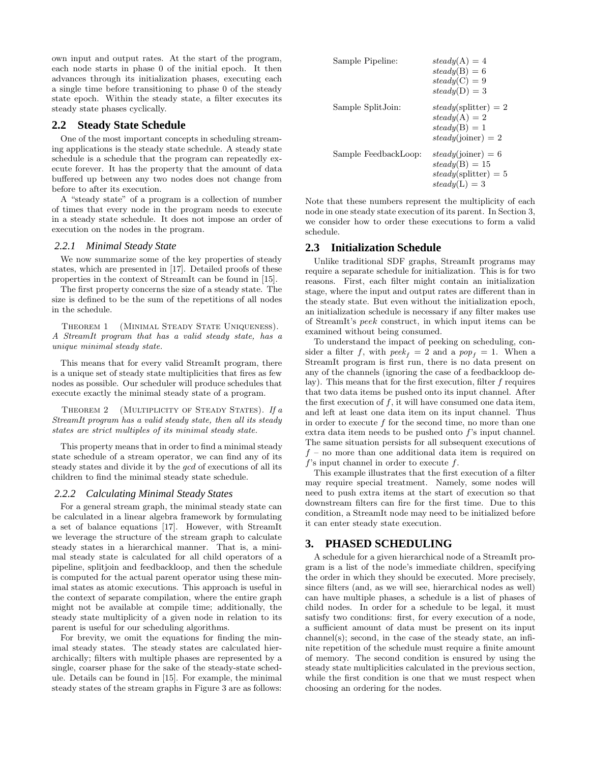own input and output rates. At the start of the program, each node starts in phase 0 of the initial epoch. It then advances through its initialization phases, executing each a single time before transitioning to phase 0 of the steady state epoch. Within the steady state, a filter executes its steady state phases cyclically.

## 2.2 Steady State Schedule

One of the most important concepts in scheduling streaming applications is the steady state schedule. A steady state schedule is a schedule that the program can repeatedly execute forever. It has the property that the amount of data buffered up between any two nodes does not change from before to after its execution.

A "steady state" of a program is a collection of number of times that every node in the program needs to execute in a steady state schedule. It does not impose an order of execution on the nodes in the program.

### 2.2.1 Minimal Steady State

We now summarize some of the key properties of steady states, which are presented in [17]. Detailed proofs of these properties in the context of StreamIt can be found in [15].

The first property concerns the size of a steady state. The size is defined to be the sum of the repetitions of all nodes in the schedule.

THEOREM 1 (MINIMAL STEADY STATE UNIQUENESS). *A StreamIt program that has a valid steady state, has a unique minimal steady state.*

This means that for every valid StreamIt program, there is a unique set of steady state multiplicities that fires as few nodes as possible. Our scheduler will produce schedules that execute exactly the minimal steady state of a program.

THEOREM 2 (MULTIPLICITY OF STEADY STATES). *If a StreamIt program has a valid steady state, then all its steady states are strict multiples of its minimal steady state.*

This property means that in order to find a minimal steady state schedule of a stream operator, we can find any of its steady states and divide it by the *gcd* of executions of all its children to find the minimal steady state schedule.

### 2.2.2 Calculating Minimal Steady States

For a general stream graph, the minimal steady state can be calculated in a linear algebra framework by formulating a set of balance equations [17]. However, with StreamIt we leverage the structure of the stream graph to calculate steady states in a hierarchical manner. That is, a minimal steady state is calculated for all child operators of a pipeline, splitjoin and feedbackloop, and then the schedule is computed for the actual parent operator using these minimal states as atomic executions. This approach is useful in the context of separate compilation, where the entire graph might not be available at compile time; additionally, the steady state multiplicity of a given node in relation to its parent is useful for our scheduling algorithms.

For brevity, we omit the equations for finding the minimal steady states. The steady states are calculated hierarchically; filters with multiple phases are represented by a single, coarser phase for the sake of the steady-state schedule. Details can be found in [15]. For example, the minimal steady states of the stream graphs in Figure 3 are as follows:

Sample Pipeline:
$steady(\text{A}) = 4$
$steady(\text{B}) = 6$
$steady(\text{C}) = 9$
$steady(\text{D}) = 3$

Sample SplitJoin:
$steady(\text{splitter}) = 2$
$steady(\text{A}) = 2$
$steady(\text{B}) = 1$
$steady(\text{joiner}) = 2$

Sample FeedbackLoop:
$steady(\text{joiner}) = 6$
$steady(\text{B}) = 15$
$steady(\text{splitter}) = 5$
$steady(\text{L}) = 3$

Note that these numbers represent the multiplicity of each node in one steady state execution of its parent. In Section 3, we consider how to order these executions to form a valid schedule.

## 2.3 Initialization Schedule

Unlike traditional SDF graphs, StreamIt programs may require a separate schedule for initialization. This is for two reasons. First, each filter might contain an initialization stage, where the input and output rates are different than in the steady state. But even without the initialization epoch, an initialization schedule is necessary if any filter makes use of StreamIt's *peek* construct, in which input items can be examined without being consumed.

To understand the impact of peeking on scheduling, consider a filter $f$, with $peek_f = 2$ and a $pop_f = 1$. When a StreamIt program is first run, there is no data present on any of the channels (ignoring the case of a feedbackloop delay). This means that for the first execution, filter $f$ requires that two data items be pushed onto its input channel. After the first execution of $f$, it will have consumed one data item, and left at least one data item on its input channel. Thus in order to execute $f$ for the second time, no more than one extra data item needs to be pushed onto $f$'s input channel. The same situation persists for all subsequent executions of $f$ – no more than one additional data item is required on $f$'s input channel in order to execute $f$.

This example illustrates that the first execution of a filter may require special treatment. Namely, some nodes will need to push extra items at the start of execution so that downstream filters can fire for the first time. Due to this condition, a StreamIt node may need to be initialized before it can enter steady state execution.

# 3. PHASED SCHEDULING

A schedule for a given hierarchical node of a StreamIt program is a list of the node's immediate children, specifying the order in which they should be executed. More precisely, since filters (and, as we will see, hierarchical nodes as well) can have multiple phases, a schedule is a list of phases of child nodes. In order for a schedule to be legal, it must satisfy two conditions: first, for every execution of a node, a sufficient amount of data must be present on its input channel(s); second, in the case of the steady state, an infinite repetition of the schedule must require a finite amount of memory. The second condition is ensured by using the steady state multiplicities calculated in the previous section, while the first condition is one that we must respect when choosing an ordering for the nodes.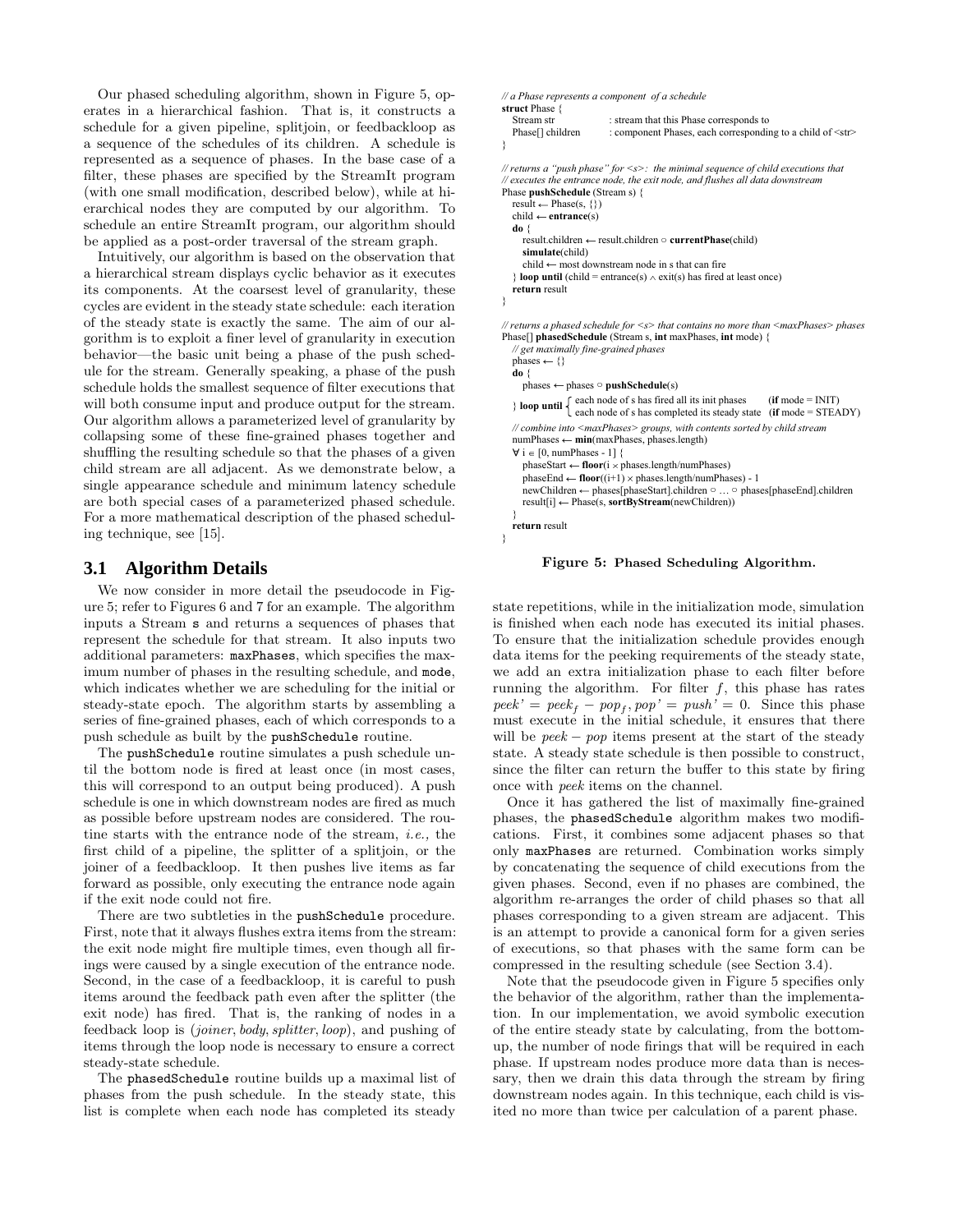Our phased scheduling algorithm, shown in Figure 5, operates in a hierarchical fashion. That is, it constructs a schedule for a given pipeline, splitjoin, or feedbackloop as a sequence of the schedules of its children. A schedule is represented as a sequence of phases. In the base case of a filter, these phases are specified by the StreamIt program (with one small modification, described below), while at hierarchical nodes they are computed by our algorithm. To schedule an entire StreamIt program, our algorithm should be applied as a post-order traversal of the stream graph.

Intuitively, our algorithm is based on the observation that a hierarchical stream displays cyclic behavior as it executes its components. At the coarsest level of granularity, these cycles are evident in the steady state schedule: each iteration of the steady state is exactly the same. The aim of our algorithm is to exploit a finer level of granularity in execution behavior—the basic unit being a phase of the push schedule for the stream. Generally speaking, a phase of the push schedule holds the smallest sequence of filter executions that will both consume input and produce output for the stream. Our algorithm allows a parameterized level of granularity by collapsing some of these fine-grained phases together and shuffling the resulting schedule so that the phases of a given child stream are all adjacent. As we demonstrate below, a single appearance schedule and minimum latency schedule are both special cases of a parameterized phased schedule. For a more mathematical description of the phased scheduling technique, see [15].

```
// a Phase represents a component of a schedule
struct Phase {
   Stream str            : stream that this Phase corresponds to
   Phase[] children      : component Phases, each corresponding to a child of <str>
}

// returns a "push phase" for <s>: the minimal sequence of child executions that
// executes the entrance node, the exit node, and flushes all data downstream
Phase pushSchedule (Stream s) {
   result ← Phase(s, {})
   child ← entrance(s)
   do {
      result.children ← result.children ○ currentPhase(child)
      simulate(child)
      child ← most downstream node in s that can fire
   } loop until (child = entrance(s) ∧ exit(s) has fired at least once)
   return result
}

// returns a phased schedule for <s> that contains no more than <maxPhases> phases
Phase[] phasedSchedule (Stream s, int maxPhases, int mode) {
   // get maximally fine-grained phases
   phases ← {}
   do {
      phases ← phases ○ pushSchedule(s)
   } loop until { each node of s has fired all its init phases          (if mode = INIT)
                { each node of s has completed its steady state    (if mode = STEADY)
   // combine into <maxPhases> groups, with contents sorted by child stream
   numPhases ← min(maxPhases, phases.length)
   ∀ i ∈ [0, numPhases - 1] {
      phaseStart ← floor(i × phases.length/numPhases)
      phaseEnd ← floor((i+1) × phases.length/numPhases) - 1
      newChildren ← phases[phaseStart].children ○ … ○ phases[phaseEnd].children
      result[i] ← Phase(s, sortByStream(newChildren))
   }
   return result
}
```

**Figure 5: Phased Scheduling Algorithm.**

## 3.1 Algorithm Details

We now consider in more detail the pseudocode in Figure 5; refer to Figures 6 and 7 for an example. The algorithm inputs a Stream `s` and returns a sequences of phases that represent the schedule for that stream. It also inputs two additional parameters: `maxPhases`, which specifies the maximum number of phases in the resulting schedule, and `mode`, which indicates whether we are scheduling for the initial or steady-state epoch. The algorithm starts by assembling a series of fine-grained phases, each of which corresponds to a push schedule as built by the `pushSchedule` routine.

The `pushSchedule` routine simulates a push schedule until the bottom node is fired at least once (in most cases, this will correspond to an output being produced). A push schedule is one in which downstream nodes are fired as much as possible before upstream nodes are considered. The routine starts with the entrance node of the stream, *i.e.,* the first child of a pipeline, the splitter of a splitjoin, or the joiner of a feedbackloop. It then pushes live items as far forward as possible, only executing the entrance node again if the exit node could not fire.

There are two subtleties in the `pushSchedule` procedure. First, note that it always flushes extra items from the stream: the exit node might fire multiple times, even though all firings were caused by a single execution of the entrance node. Second, in the case of a feedbackloop, it is careful to push items around the feedback path even after the splitter (the exit node) has fired. That is, the ranking of nodes in a feedback loop is (*joiner*, *body*, *splitter*, *loop*), and pushing of items through the loop node is necessary to ensure a correct steady-state schedule.

The `phasedSchedule` routine builds up a maximal list of phases from the push schedule. In the steady state, this list is complete when each node has completed its steady state repetitions, while in the initialization mode, simulation is finished when each node has executed its initial phases. To ensure that the initialization schedule provides enough data items for the peeking requirements of the steady state, we add an extra initialization phase to each filter before running the algorithm. For filter $f$, this phase has rates $peek' = peek_f - pop_f, pop' = push' = 0$. Since this phase must execute in the initial schedule, it ensures that there will be $peek - pop$ items present at the start of the steady state. A steady state schedule is then possible to construct, since the filter can return the buffer to this state by firing once with $peek$ items on the channel.

Once it has gathered the list of maximally fine-grained phases, the `phasedSchedule` algorithm makes two modifications. First, it combines some adjacent phases so that only `maxPhases` are returned. Combination works simply by concatenating the sequence of child executions from the given phases. Second, even if no phases are combined, the algorithm re-arranges the order of child phases so that all phases corresponding to a given stream are adjacent. This is an attempt to provide a canonical form for a given series of executions, so that phases with the same form can be compressed in the resulting schedule (see Section 3.4).

Note that the pseudocode given in Figure 5 specifies only the behavior of the algorithm, rather than the implementation. In our implementation, we avoid symbolic execution of the entire steady state by calculating, from the bottom-up, the number of node firings that will be required in each phase. If upstream nodes produce more data than is necessary, then we drain this data through the stream by firing downstream nodes again. In this technique, each child is visited no more than twice per calculation of a parent phase.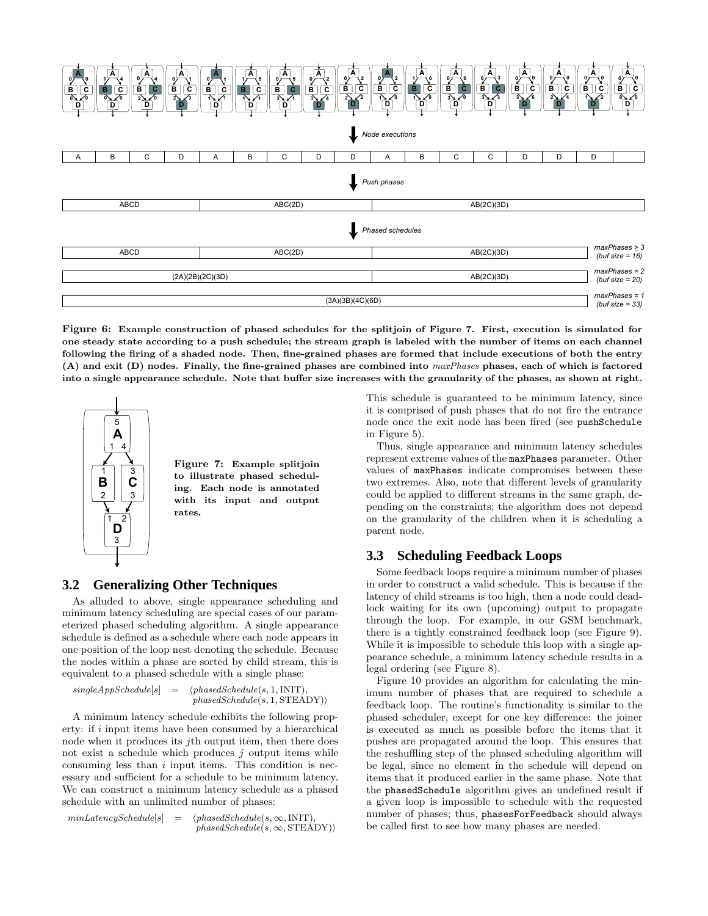Node executions

| A | B | C | D | A | B | C | D | D | A | B | C | C | D | D | D | |
|---|---|---|---|---|---|---|---|---|---|---|---|---|---|---|---|---|

Push phases

| ABCD | ABC(2D) | AB(2C)(3D) |
|---|---|---|

Phased schedules

| ABCD | ABC(2D) | AB(2C)(3D) | $maxPhases \geq 3$ (buf size = 16) |
|---|---|---|---|
| (2A)(2B)(2C)(3D) | | AB(2C)(3D) | $maxPhases = 2$ (buf size = 20) |
| (3A)(3B)(4C)(6D) | | | $maxPhases = 1$ (buf size = 33) |

**Figure 6: Example construction of phased schedules for the splitjoin of Figure 7. First, execution is simulated for one steady state according to a push schedule; the stream graph is labeled with the number of items on each channel following the firing of a shaded node. Then, fine-grained phases are formed that include executions of both the entry (A) and exit (D) nodes. Finally, the fine-grained phases are combined into *maxPhases* phases, each of which is factored into a single appearance schedule. Note that buffer size increases with the granularity of the phases, as shown at right.**

**Figure 7: Example splitjoin to illustrate phased scheduling. Each node is annotated with its input and output rates.**

## 3.2 Generalizing Other Techniques

As alluded to above, single appearance scheduling and minimum latency scheduling are special cases of our parameterized phased scheduling algorithm. A single appearance schedule is defined as a schedule where each node appears in one position of the loop nest denoting the schedule. Because the nodes within a phase are sorted by child stream, this is equivalent to a phased schedule with a single phase:

$$singleAppSchedule[s] = \langle phasedSchedule(s, 1, \text{INIT}), phasedSchedule(s, 1, \text{STEADY})\rangle$$

A minimum latency schedule exhibits the following property: if $i$ input items have been consumed by a hierarchical node when it produces its $j$th output item, then there does not exist a schedule which produces $j$ output items while consuming less than $i$ input items. This condition is necessary and sufficient for a schedule to be minimum latency. We can construct a minimum latency schedule as a phased schedule with an unlimited number of phases:

$$minLatencySchedule[s] = \langle phasedSchedule(s, \infty, \text{INIT}), phasedSchedule(s, \infty, \text{STEADY})\rangle$$

This schedule is guaranteed to be minimum latency, since it is comprised of push phases that do not fire the entrance node once the exit node has been fired (see `pushSchedule` in Figure 5).

Thus, single appearance and minimum latency schedules represent extreme values of the `maxPhases` parameter. Other values of `maxPhases` indicate compromises between these two extremes. Also, note that different levels of granularity could be applied to different streams in the same graph, depending on the constraints; the algorithm does not depend on the granularity of the children when it is scheduling a parent node.

## 3.3 Scheduling Feedback Loops

Some feedback loops require a minimum number of phases in order to construct a valid schedule. This is because if the latency of child streams is too high, then a node could deadlock waiting for its own (upcoming) output to propagate through the loop. For example, in our GSM benchmark, there is a tightly constrained feedback loop (see Figure 9). While it is impossible to schedule this loop with a single appearance schedule, a minimum latency schedule results in a legal ordering (see Figure 8).

Figure 10 provides an algorithm for calculating the minimum number of phases that are required to schedule a feedback loop. The routine's functionality is similar to the phased scheduler, except for one key difference: the joiner is executed as much as possible before the items that it pushes are propagated around the loop. This ensures that the reshuffling step of the phased scheduling algorithm will be legal, since no element in the schedule will depend on items that it produced earlier in the same phase. Note that the `phasedSchedule` algorithm gives an undefined result if a given loop is impossible to schedule with the requested number of phases; thus, `phasesForFeedback` should always be called first to see how many phases are needed.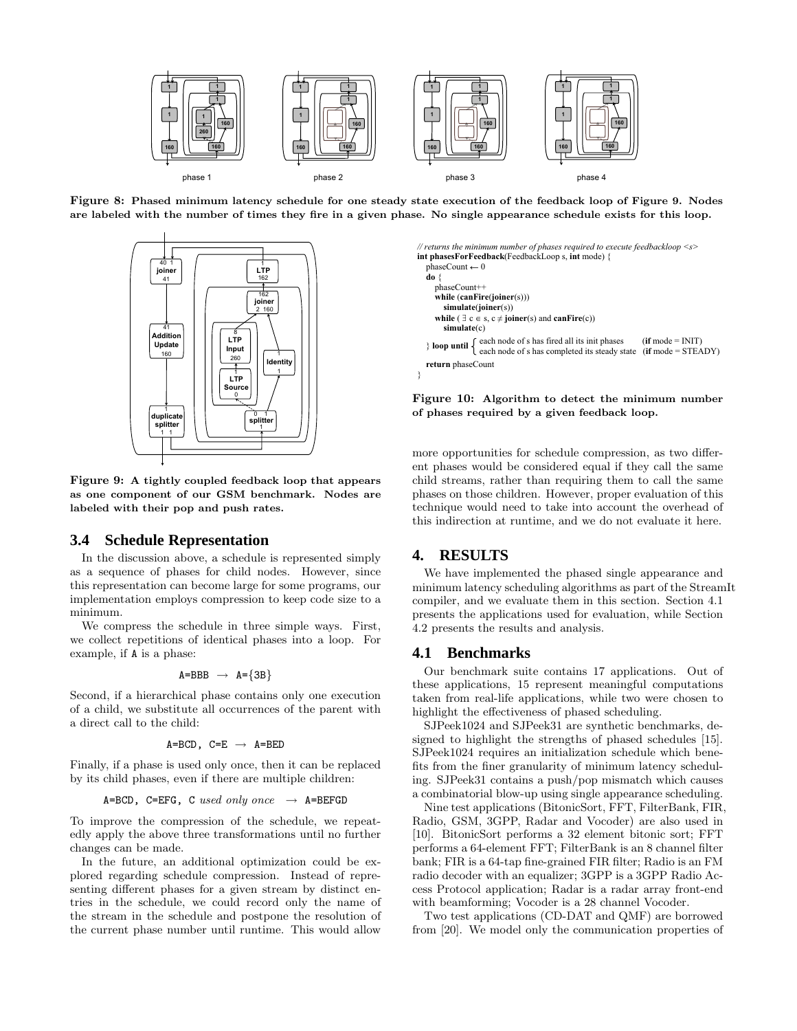phase 1 phase 2 phase 3 phase 4

**Figure 8: Phased minimum latency schedule for one steady state execution of the feedback loop of Figure 9. Nodes are labeled with the number of times they fire in a given phase. No single appearance schedule exists for this loop.**

**Figure 9: A tightly coupled feedback loop that appears as one component of our GSM benchmark. Nodes are labeled with their pop and push rates.**

```
// returns the minimum number of phases required to execute feedbackloop <s>
int phasesForFeedback(FeedbackLoop s, int mode) {
  phaseCount ← 0
  do {
    phaseCount++
    while (canFire(joiner(s)))
      simulate(joiner(s))
    while ( ∃ c ∈ s, c ≠ joiner(s) and canFire(c))
      simulate(c)
  } loop until { each node of s has fired all its init phases        (if mode = INIT)
               { each node of s has completed its steady state  (if mode = STEADY)
  return phaseCount
}
```

**Figure 10: Algorithm to detect the minimum number of phases required by a given feedback loop.**

### 3.4 Schedule Representation

In the discussion above, a schedule is represented simply as a sequence of phases for child nodes. However, since this representation can become large for some programs, our implementation employs compression to keep code size to a minimum.

We compress the schedule in three simple ways. First, we collect repetitions of identical phases into a loop. For example, if `A` is a phase:

$$\texttt{A=BBB} \rightarrow \texttt{A=\{3B\}}$$

Second, if a hierarchical phase contains only one execution of a child, we substitute all occurrences of the parent with a direct call to the child:

$$\texttt{A=BCD, C=E} \rightarrow \texttt{A=BED}$$

Finally, if a phase is used only once, then it can be replaced by its child phases, even if there are multiple children:

$$\texttt{A=BCD, C=EFG, C } \textit{used only once} \rightarrow \texttt{A=BEFGD}$$

To improve the compression of the schedule, we repeatedly apply the above three transformations until no further changes can be made.

In the future, an additional optimization could be explored regarding schedule compression. Instead of representing different phases for a given stream by distinct entries in the schedule, we could record only the name of the stream in the schedule and postpone the resolution of the current phase number until runtime. This would allow more opportunities for schedule compression, as two different phases would be considered equal if they call the same child streams, rather than requiring them to call the same phases on those children. However, proper evaluation of this technique would need to take into account the overhead of this indirection at runtime, and we do not evaluate it here.

## 4. RESULTS

We have implemented the phased single appearance and minimum latency scheduling algorithms as part of the StreamIt compiler, and we evaluate them in this section. Section 4.1 presents the applications used for evaluation, while Section 4.2 presents the results and analysis.

### 4.1 Benchmarks

Our benchmark suite contains 17 applications. Out of these applications, 15 represent meaningful computations taken from real-life applications, while two were chosen to highlight the effectiveness of phased scheduling.

SJPeek1024 and SJPeek31 are synthetic benchmarks, designed to highlight the strengths of phased schedules [15]. SJPeek1024 requires an initialization schedule which benefits from the finer granularity of minimum latency scheduling. SJPeek31 contains a push/pop mismatch which causes a combinatorial blow-up using single appearance scheduling.

Nine test applications (BitonicSort, FFT, FilterBank, FIR, Radio, GSM, 3GPP, Radar and Vocoder) are also used in [10]. BitonicSort performs a 32 element bitonic sort; FFT performs a 64-element FFT; FilterBank is an 8 channel filter bank; FIR is a 64-tap fine-grained FIR filter; Radio is an FM radio decoder with an equalizer; 3GPP is a 3GPP Radio Access Protocol application; Radar is a radar array front-end with beamforming; Vocoder is a 28 channel Vocoder.

Two test applications (CD-DAT and QMF) are borrowed from [20]. We model only the communication properties of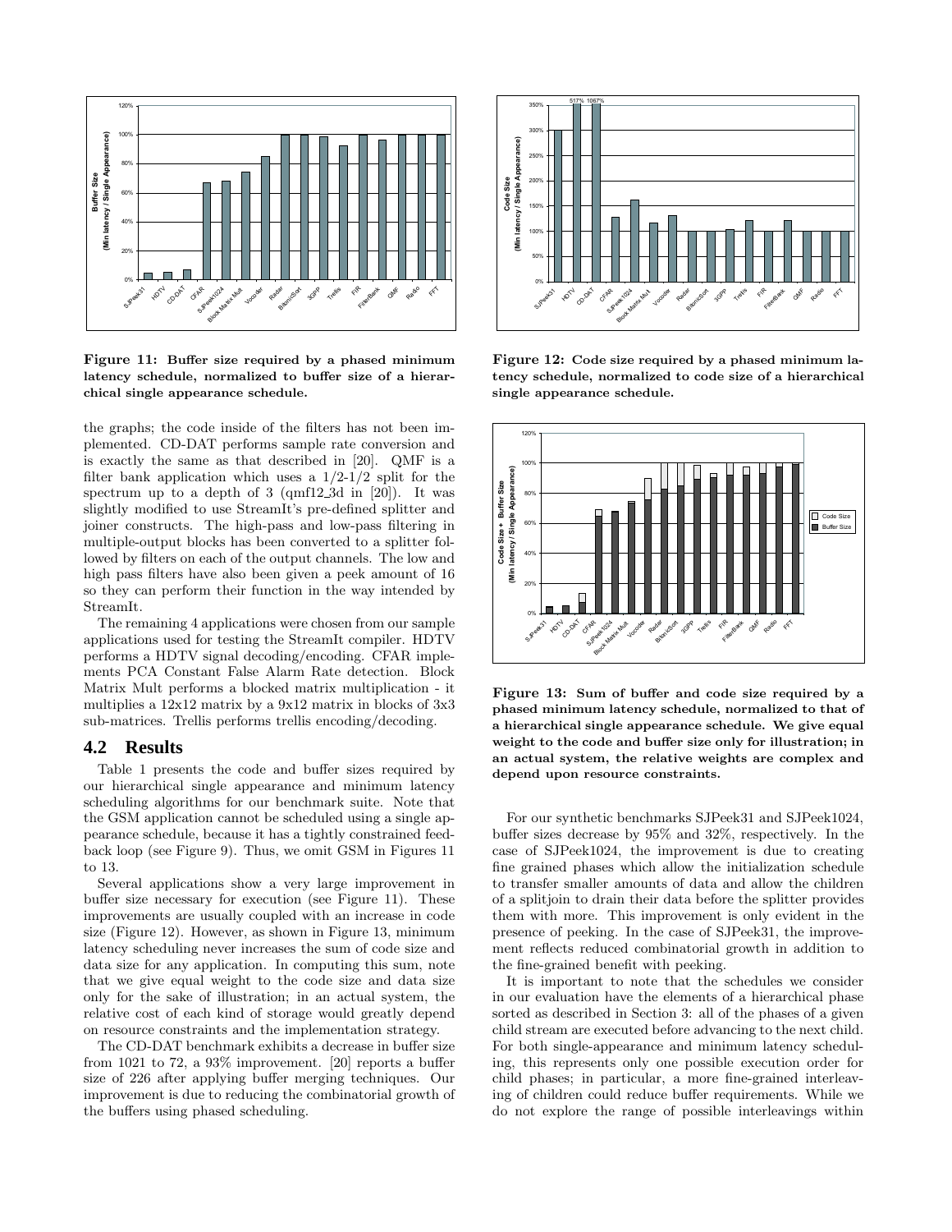Figure 11: Buffer size required by a phased minimum latency schedule, normalized to buffer size of a hierarchical single appearance schedule.

Figure 12: Code size required by a phased minimum latency schedule, normalized to code size of a hierarchical single appearance schedule.

Figure 13: Sum of buffer and code size required by a phased minimum latency schedule, normalized to that of a hierarchical single appearance schedule. We give equal weight to the code and buffer size only for illustration; in an actual system, the relative weights are complex and depend upon resource constraints.

the graphs; the code inside of the filters has not been implemented. CD-DAT performs sample rate conversion and is exactly the same as that described in [20]. QMF is a filter bank application which uses a 1/2-1/2 split for the spectrum up to a depth of 3 (qmf12_3d in [20]). It was slightly modified to use StreamIt's pre-defined splitter and joiner constructs. The high-pass and low-pass filtering in multiple-output blocks has been converted to a splitter followed by filters on each of the output channels. The low and high pass filters have also been given a peek amount of 16 so they can perform their function in the way intended by StreamIt.

The remaining 4 applications were chosen from our sample applications used for testing the StreamIt compiler. HDTV performs a HDTV signal decoding/encoding. CFAR implements PCA Constant False Alarm Rate detection. Block Matrix Mult performs a blocked matrix multiplication - it multiplies a 12x12 matrix by a 9x12 matrix in blocks of 3x3 sub-matrices. Trellis performs trellis encoding/decoding.

## 4.2 Results

Table 1 presents the code and buffer sizes required by our hierarchical single appearance and minimum latency scheduling algorithms for our benchmark suite. Note that the GSM application cannot be scheduled using a single appearance schedule, because it has a tightly constrained feedback loop (see Figure 9). Thus, we omit GSM in Figures 11 to 13.

Several applications show a very large improvement in buffer size necessary for execution (see Figure 11). These improvements are usually coupled with an increase in code size (Figure 12). However, as shown in Figure 13, minimum latency scheduling never increases the sum of code size and data size for any application. In computing this sum, note that we give equal weight to the code size and data size only for the sake of illustration; in an actual system, the relative cost of each kind of storage would greatly depend on resource constraints and the implementation strategy.

The CD-DAT benchmark exhibits a decrease in buffer size from 1021 to 72, a 93% improvement. [20] reports a buffer size of 226 after applying buffer merging techniques. Our improvement is due to reducing the combinatorial growth of the buffers using phased scheduling.

For our synthetic benchmarks SJPeek31 and SJPeek1024, buffer sizes decrease by 95% and 32%, respectively. In the case of SJPeek1024, the improvement is due to creating fine grained phases which allow the initialization schedule to transfer smaller amounts of data and allow the children of a splitjoin to drain their data before the splitter provides them with more. This improvement is only evident in the presence of peeking. In the case of SJPeek31, the improvement reflects reduced combinatorial growth in addition to the fine-grained benefit with peeking.

It is important to note that the schedules we consider in our evaluation have the elements of a hierarchical phase sorted as described in Section 3: all of the phases of a given child stream are executed before advancing to the next child. For both single-appearance and minimum latency scheduling, this represents only one possible execution order for child phases; in particular, a more fine-grained interleaving of children could reduce buffer requirements. While we do not explore the range of possible interleavings within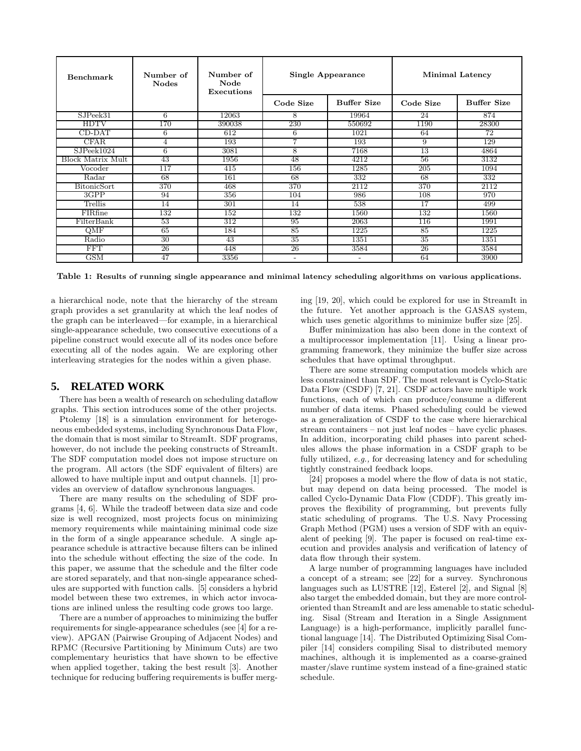| Benchmark | Number of Nodes | Number of Node Executions | Single Appearance | | Minimal Latency | |
|---|---|---|---|---|---|---|
| | | | Code Size | Buffer Size | Code Size | Buffer Size |
| SJPeek31 | 6 | 12063 | 8 | 19964 | 24 | 874 |
| HDTV | 170 | 390038 | 230 | 550692 | 1190 | 28300 |
| CD-DAT | 6 | 612 | 6 | 1021 | 64 | 72 |
| CFAR | 4 | 193 | 7 | 193 | 9 | 129 |
| SJPeek1024 | 6 | 3081 | 8 | 7168 | 13 | 4864 |
| Block Matrix Mult | 43 | 1956 | 48 | 4212 | 56 | 3132 |
| Vocoder | 117 | 415 | 156 | 1285 | 205 | 1094 |
| Radar | 68 | 161 | 68 | 332 | 68 | 332 |
| BitonicSort | 370 | 468 | 370 | 2112 | 370 | 2112 |
| 3GPP | 94 | 356 | 104 | 986 | 108 | 970 |
| Trellis | 14 | 301 | 14 | 538 | 17 | 499 |
| FIRfine | 132 | 152 | 132 | 1560 | 132 | 1560 |
| FilterBank | 53 | 312 | 95 | 2063 | 116 | 1991 |
| QMF | 65 | 184 | 85 | 1225 | 85 | 1225 |
| Radio | 30 | 43 | 35 | 1351 | 35 | 1351 |
| FFT | 26 | 448 | 26 | 3584 | 26 | 3584 |
| GSM | 47 | 3356 | - | - | 64 | 3900 |

**Table 1: Results of running single appearance and minimal latency scheduling algorithms on various applications.**

a hierarchical node, note that the hierarchy of the stream graph provides a set granularity at which the leaf nodes of the graph can be interleaved—for example, in a hierarchical single-appearance schedule, two consecutive executions of a pipeline construct would execute all of its nodes once before executing all of the nodes again. We are exploring other interleaving strategies for the nodes within a given phase.

## 5. RELATED WORK

There has been a wealth of research on scheduling dataflow graphs. This section introduces some of the other projects.

Ptolemy [18] is a simulation environment for heterogeneous embedded systems, including Synchronous Data Flow, the domain that is most similar to StreamIt. SDF programs, however, do not include the peeking constructs of StreamIt. The SDF computation model does not impose structure on the program. All actors (the SDF equivalent of filters) are allowed to have multiple input and output channels. [1] provides an overview of dataflow synchronous languages.

There are many results on the scheduling of SDF programs [4, 6]. While the tradeoff between data size and code size is well recognized, most projects focus on minimizing memory requirements while maintaining minimal code size in the form of a single appearance schedule. A single appearance schedule is attractive because filters can be inlined into the schedule without effecting the size of the code. In this paper, we assume that the schedule and the filter code are stored separately, and that non-single appearance schedules are supported with function calls. [5] considers a hybrid model between these two extremes, in which actor invocations are inlined unless the resulting code grows too large.

There are a number of approaches to minimizing the buffer requirements for single-appearance schedules (see [4] for a review). APGAN (Pairwise Grouping of Adjacent Nodes) and RPMC (Recursive Partitioning by Minimum Cuts) are two complementary heuristics that have shown to be effective when applied together, taking the best result [3]. Another technique for reducing buffering requirements is buffer merging [19, 20], which could be explored for use in StreamIt in the future. Yet another approach is the GASAS system, which uses genetic algorithms to minimize buffer size [25].

Buffer minimization has also been done in the context of a multiprocessor implementation [11]. Using a linear programming framework, they minimize the buffer size across schedules that have optimal throughput.

There are some streaming computation models which are less constrained than SDF. The most relevant is Cyclo-Static Data Flow (CSDF) [7, 21]. CSDF actors have multiple work functions, each of which can produce/consume a different number of data items. Phased scheduling could be viewed as a generalization of CSDF to the case where hierarchical stream containers – not just leaf nodes – have cyclic phases. In addition, incorporating child phases into parent schedules allows the phase information in a CSDF graph to be fully utilized, *e.g.,* for decreasing latency and for scheduling tightly constrained feedback loops.

[24] proposes a model where the flow of data is not static, but may depend on data being processed. The model is called Cyclo-Dynamic Data Flow (CDDF). This greatly improves the flexibility of programming, but prevents fully static scheduling of programs. The U.S. Navy Processing Graph Method (PGM) uses a version of SDF with an equivalent of peeking [9]. The paper is focused on real-time execution and provides analysis and verification of latency of data flow through their system.

A large number of programming languages have included a concept of a stream; see [22] for a survey. Synchronous languages such as LUSTRE [12], Esterel [2], and Signal [8] also target the embedded domain, but they are more control-oriented than StreamIt and are less amenable to static scheduling. Sisal (Stream and Iteration in a Single Assignment Language) is a high-performance, implicitly parallel functional language [14]. The Distributed Optimizing Sisal Compiler [14] considers compiling Sisal to distributed memory machines, although it is implemented as a coarse-grained master/slave runtime system instead of a fine-grained static schedule.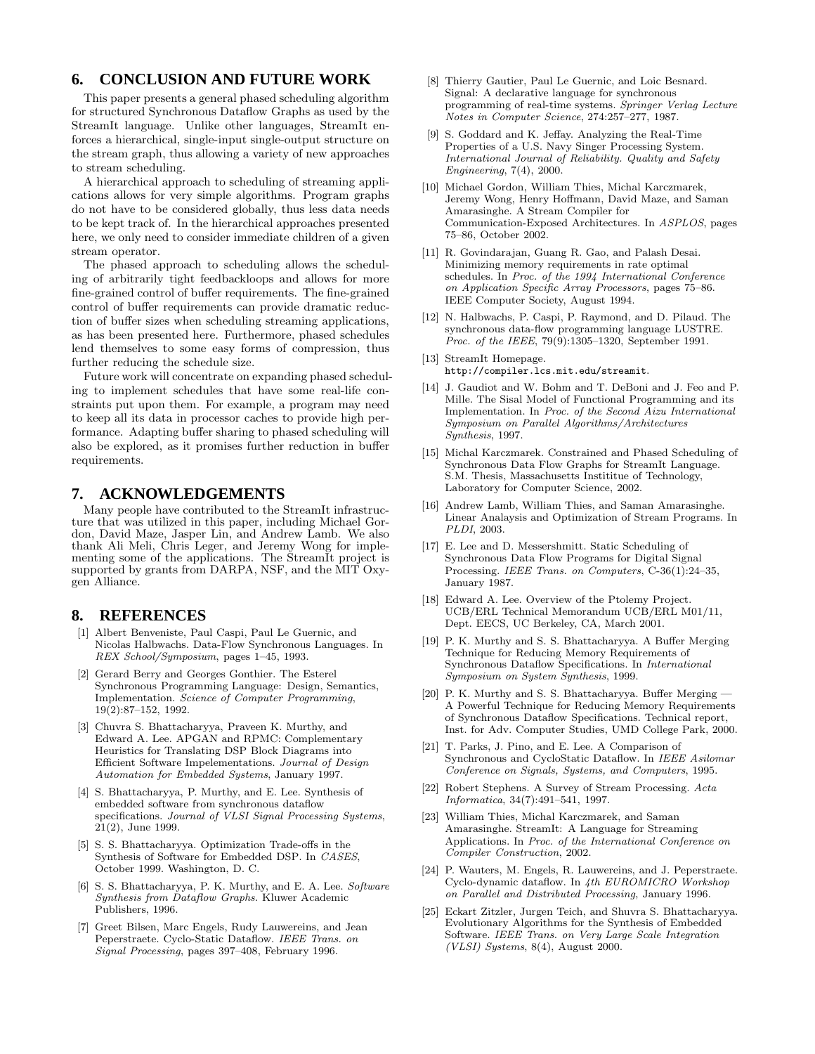## 6. CONCLUSION AND FUTURE WORK

This paper presents a general phased scheduling algorithm for structured Synchronous Dataflow Graphs as used by the StreamIt language. Unlike other languages, StreamIt enforces a hierarchical, single-input single-output structure on the stream graph, thus allowing a variety of new approaches to stream scheduling.

A hierarchical approach to scheduling of streaming applications allows for very simple algorithms. Program graphs do not have to be considered globally, thus less data needs to be kept track of. In the hierarchical approaches presented here, we only need to consider immediate children of a given stream operator.

The phased approach to scheduling allows the scheduling of arbitrarily tight feedbackloops and allows for more fine-grained control of buffer requirements. The fine-grained control of buffer requirements can provide dramatic reduction of buffer sizes when scheduling streaming applications, as has been presented here. Furthermore, phased schedules lend themselves to some easy forms of compression, thus further reducing the schedule size.

Future work will concentrate on expanding phased scheduling to implement schedules that have some real-life constraints put upon them. For example, a program may need to keep all its data in processor caches to provide high performance. Adapting buffer sharing to phased scheduling will also be explored, as it promises further reduction in buffer requirements.

## 7. ACKNOWLEDGEMENTS

Many people have contributed to the StreamIt infrastructure that was utilized in this paper, including Michael Gordon, David Maze, Jasper Lin, and Andrew Lamb. We also thank Ali Meli, Chris Leger, and Jeremy Wong for implementing some of the applications. The StreamIt project is supported by grants from DARPA, NSF, and the MIT Oxygen Alliance.

## 8. REFERENCES

[1] Albert Benveniste, Paul Caspi, Paul Le Guernic, and Nicolas Halbwachs. Data-Flow Synchronous Languages. In *REX School/Symposium*, pages 1–45, 1993.

[2] Gerard Berry and Georges Gonthier. The Esterel Synchronous Programming Language: Design, Semantics, Implementation. *Science of Computer Programming*, 19(2):87–152, 1992.

[3] Chuvra S. Bhattacharyya, Praveen K. Murthy, and Edward A. Lee. APGAN and RPMC: Complementary Heuristics for Translating DSP Block Diagrams into Efficient Software Impelementations. *Journal of Design Automation for Embedded Systems*, January 1997.

[4] S. Bhattacharyya, P. Murthy, and E. Lee. Synthesis of embedded software from synchronous dataflow specifications. *Journal of VLSI Signal Processing Systems*, 21(2), June 1999.

[5] S. S. Bhattacharyya. Optimization Trade-offs in the Synthesis of Software for Embedded DSP. In *CASES*, October 1999. Washington, D. C.

[6] S. S. Bhattacharyya, P. K. Murthy, and E. A. Lee. *Software Synthesis from Dataflow Graphs*. Kluwer Academic Publishers, 1996.

[7] Greet Bilsen, Marc Engels, Rudy Lauwereins, and Jean Peperstraete. Cyclo-Static Dataflow. *IEEE Trans. on Signal Processing*, pages 397–408, February 1996.

[8] Thierry Gautier, Paul Le Guernic, and Loic Besnard. Signal: A declarative language for synchronous programming of real-time systems. *Springer Verlag Lecture Notes in Computer Science*, 274:257–277, 1987.

[9] S. Goddard and K. Jeffay. Analyzing the Real-Time Properties of a U.S. Navy Singer Processing System. *International Journal of Reliability. Quality and Safety Engineering*, 7(4), 2000.

[10] Michael Gordon, William Thies, Michal Karczmarek, Jeremy Wong, Henry Hoffmann, David Maze, and Saman Amarasinghe. A Stream Compiler for Communication-Exposed Architectures. In *ASPLOS*, pages 75–86, October 2002.

[11] R. Govindarajan, Guang R. Gao, and Palash Desai. Minimizing memory requirements in rate optimal schedules. In *Proc. of the 1994 International Conference on Application Specific Array Processors*, pages 75–86. IEEE Computer Society, August 1994.

[12] N. Halbwachs, P. Caspi, P. Raymond, and D. Pilaud. The synchronous data-flow programming language LUSTRE. *Proc. of the IEEE*, 79(9):1305–1320, September 1991.

[13] StreamIt Homepage. `http://compiler.lcs.mit.edu/streamit`.

[14] J. Gaudiot and W. Bohm and T. DeBoni and J. Feo and P. Mille. The Sisal Model of Functional Programming and its Implementation. In *Proc. of the Second Aizu International Symposium on Parallel Algorithms/Architectures Synthesis*, 1997.

[15] Michal Karczmarek. Constrained and Phased Scheduling of Synchronous Data Flow Graphs for StreamIt Language. S.M. Thesis, Massachusetts Institute of Technology, Laboratory for Computer Science, 2002.

[16] Andrew Lamb, William Thies, and Saman Amarasinghe. Linear Analaysis and Optimization of Stream Programs. In *PLDI*, 2003.

[17] E. Lee and D. Messershmitt. Static Scheduling of Synchronous Data Flow Programs for Digital Signal Processing. *IEEE Trans. on Computers*, C-36(1):24–35, January 1987.

[18] Edward A. Lee. Overview of the Ptolemy Project. UCB/ERL Technical Memorandum UCB/ERL M01/11, Dept. EECS, UC Berkeley, CA, March 2001.

[19] P. K. Murthy and S. S. Bhattacharyya. A Buffer Merging Technique for Reducing Memory Requirements of Synchronous Dataflow Specifications. In *International Symposium on System Synthesis*, 1999.

[20] P. K. Murthy and S. S. Bhattacharyya. Buffer Merging — A Powerful Technique for Reducing Memory Requirements of Synchronous Dataflow Specifications. Technical report, Inst. for Adv. Computer Studies, UMD College Park, 2000.

[21] T. Parks, J. Pino, and E. Lee. A Comparison of Synchronous and CycloStatic Dataflow. In *IEEE Asilomar Conference on Signals, Systems, and Computers*, 1995.

[22] Robert Stephens. A Survey of Stream Processing. *Acta Informatica*, 34(7):491–541, 1997.

[23] William Thies, Michal Karczmarek, and Saman Amarasinghe. StreamIt: A Language for Streaming Applications. In *Proc. of the International Conference on Compiler Construction*, 2002.

[24] P. Wauters, M. Engels, R. Lauwereins, and J. Peperstraete. Cyclo-dynamic dataflow. In *4th EUROMICRO Workshop on Parallel and Distributed Processing*, January 1996.

[25] Eckart Zitzler, Jurgen Teich, and Shuvra S. Bhattacharyya. Evolutionary Algorithms for the Synthesis of Embedded Software. *IEEE Trans. on Very Large Scale Integration (VLSI) Systems*, 8(4), August 2000.